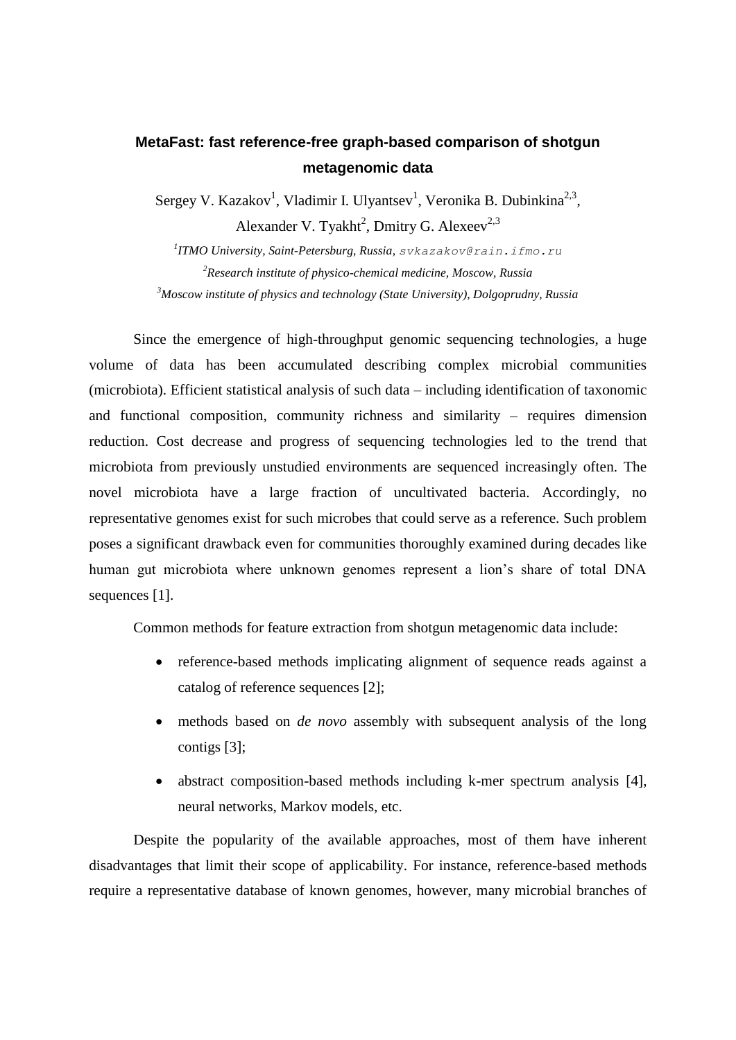# MetaFast: fast reference-free graph-based comparison of shotgun metagenomic data

Sergey V. Kazakov[1], Vladimir I. Ulyantsev[1], Veronika B. Dubinkina[2,3], Alexander V. Tyakht[2], Dmitry G. Alexeev[2,3]

[1]*ITMO University, Saint-Petersburg, Russia,* svkazakov@rain.ifmo.ru

[2]*Research institute of physico-chemical medicine, Moscow, Russia*

[3]*Moscow institute of physics and technology (State University), Dolgoprudny, Russia*

Since the emergence of high-throughput genomic sequencing technologies, a huge volume of data has been accumulated describing complex microbial communities (microbiota). Efficient statistical analysis of such data – including identification of taxonomic and functional composition, community richness and similarity – requires dimension reduction. Cost decrease and progress of sequencing technologies led to the trend that microbiota from previously unstudied environments are sequenced increasingly often. The novel microbiota have a large fraction of uncultivated bacteria. Accordingly, no representative genomes exist for such microbes that could serve as a reference. Such problem poses a significant drawback even for communities thoroughly examined during decades like human gut microbiota where unknown genomes represent a lion's share of total DNA sequences [1].

Common methods for feature extraction from shotgun metagenomic data include:

- reference-based methods implicating alignment of sequence reads against a catalog of reference sequences [2];
- methods based on *de novo* assembly with subsequent analysis of the long contigs [3];
- abstract composition-based methods including k-mer spectrum analysis [4], neural networks, Markov models, etc.

Despite the popularity of the available approaches, most of them have inherent disadvantages that limit their scope of applicability. For instance, reference-based methods require a representative database of known genomes, however, many microbial branches of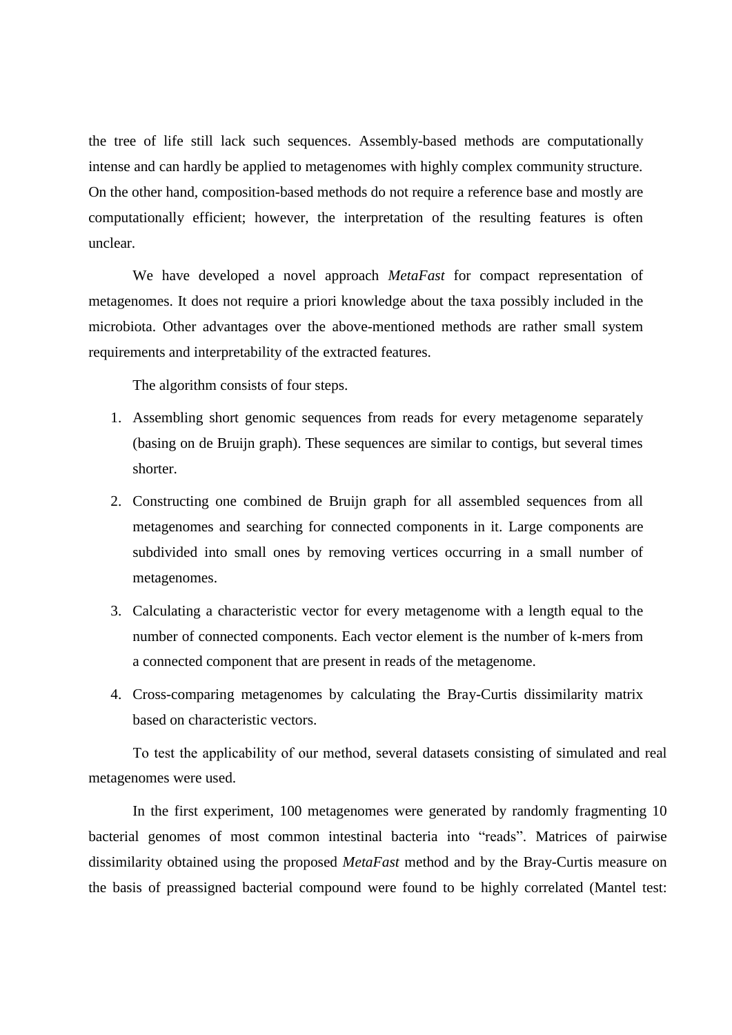the tree of life still lack such sequences. Assembly-based methods are computationally intense and can hardly be applied to metagenomes with highly complex community structure. On the other hand, composition-based methods do not require a reference base and mostly are computationally efficient; however, the interpretation of the resulting features is often unclear.

We have developed a novel approach *MetaFast* for compact representation of metagenomes. It does not require a priori knowledge about the taxa possibly included in the microbiota. Other advantages over the above-mentioned methods are rather small system requirements and interpretability of the extracted features.

The algorithm consists of four steps.

1. Assembling short genomic sequences from reads for every metagenome separately (basing on de Bruijn graph). These sequences are similar to contigs, but several times shorter.
2. Constructing one combined de Bruijn graph for all assembled sequences from all metagenomes and searching for connected components in it. Large components are subdivided into small ones by removing vertices occurring in a small number of metagenomes.
3. Calculating a characteristic vector for every metagenome with a length equal to the number of connected components. Each vector element is the number of k-mers from a connected component that are present in reads of the metagenome.
4. Cross-comparing metagenomes by calculating the Bray-Curtis dissimilarity matrix based on characteristic vectors.

To test the applicability of our method, several datasets consisting of simulated and real metagenomes were used.

In the first experiment, 100 metagenomes were generated by randomly fragmenting 10 bacterial genomes of most common intestinal bacteria into "reads". Matrices of pairwise dissimilarity obtained using the proposed *MetaFast* method and by the Bray-Curtis measure on the basis of preassigned bacterial compound were found to be highly correlated (Mantel test: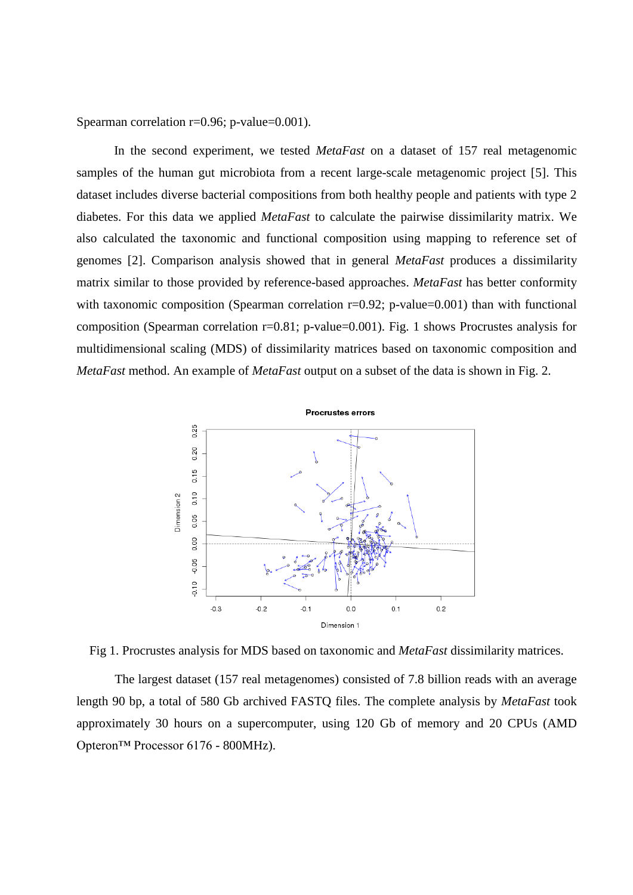Spearman correlation r=0.96; p-value=0.001).

In the second experiment, we tested *MetaFast* on a dataset of 157 real metagenomic samples of the human gut microbiota from a recent large-scale metagenomic project [5]. This dataset includes diverse bacterial compositions from both healthy people and patients with type 2 diabetes. For this data we applied *MetaFast* to calculate the pairwise dissimilarity matrix. We also calculated the taxonomic and functional composition using mapping to reference set of genomes [2]. Comparison analysis showed that in general *MetaFast* produces a dissimilarity matrix similar to those provided by reference-based approaches. *MetaFast* has better conformity with taxonomic composition (Spearman correlation r=0.92; p-value=0.001) than with functional composition (Spearman correlation r=0.81; p-value=0.001). Fig. 1 shows Procrustes analysis for multidimensional scaling (MDS) of dissimilarity matrices based on taxonomic composition and *MetaFast* method. An example of *MetaFast* output on a subset of the data is shown in Fig. 2.

Fig 1. Procrustes analysis for MDS based on taxonomic and *MetaFast* dissimilarity matrices.

The largest dataset (157 real metagenomes) consisted of 7.8 billion reads with an average length 90 bp, a total of 580 Gb archived FASTQ files. The complete analysis by *MetaFast* took approximately 30 hours on a supercomputer, using 120 Gb of memory and 20 CPUs (AMD Opteron™ Processor 6176 - 800MHz).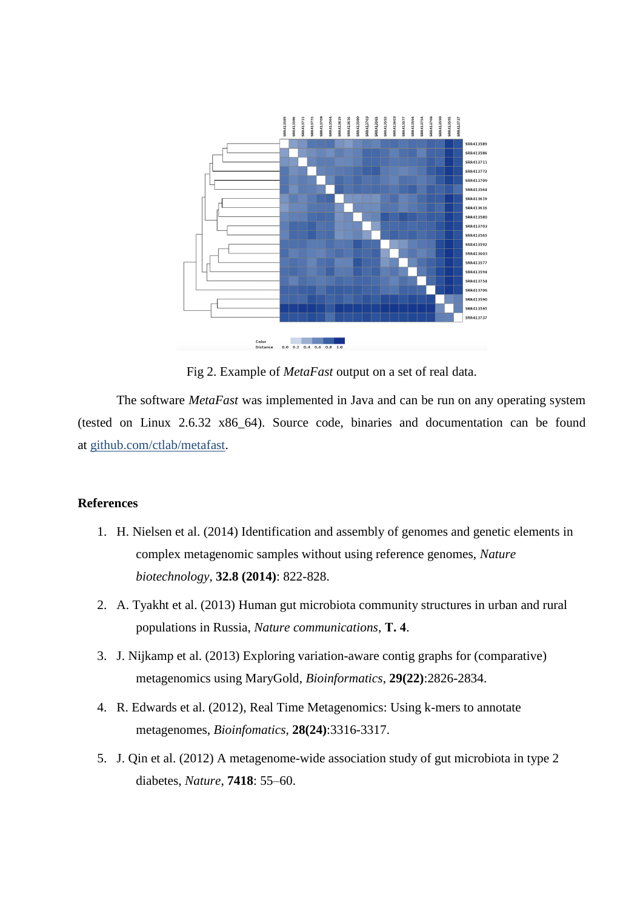SRR413589
SRR413586
SRR413711
SRR413772
SRR412709
SRR413564
SRR413619
SRR413616
SRR413580
SRR413703
SRR413565
SRR413592
SRR413603
SRR413577
SRR413594
SRR413754
SRR413706
SRR413590
SRR413595
SRR413737

Color Distance 0.0 0.2 0.4 0.6 0.8 1.0

Fig 2. Example of *MetaFast* output on a set of real data.

The software *MetaFast* was implemented in Java and can be run on any operating system (tested on Linux 2.6.32 x86_64). Source code, binaries and documentation can be found at github.com/ctlab/metafast.

**References**

1. H. Nielsen et al. (2014) Identification and assembly of genomes and genetic elements in complex metagenomic samples without using reference genomes, *Nature biotechnology*, **32.8 (2014)**: 822-828.
2. A. Tyakht et al. (2013) Human gut microbiota community structures in urban and rural populations in Russia, *Nature communications*, **T. 4**.
3. J. Nijkamp et al. (2013) Exploring variation-aware contig graphs for (comparative) metagenomics using MaryGold, *Bioinformatics*, **29(22)**:2826-2834.
4. R. Edwards et al. (2012), Real Time Metagenomics: Using k-mers to annotate metagenomes, *Bioinfomatics*, **28(24)**:3316-3317.
5. J. Qin et al. (2012) A metagenome-wide association study of gut microbiota in type 2 diabetes, *Nature*, **7418**: 55–60.